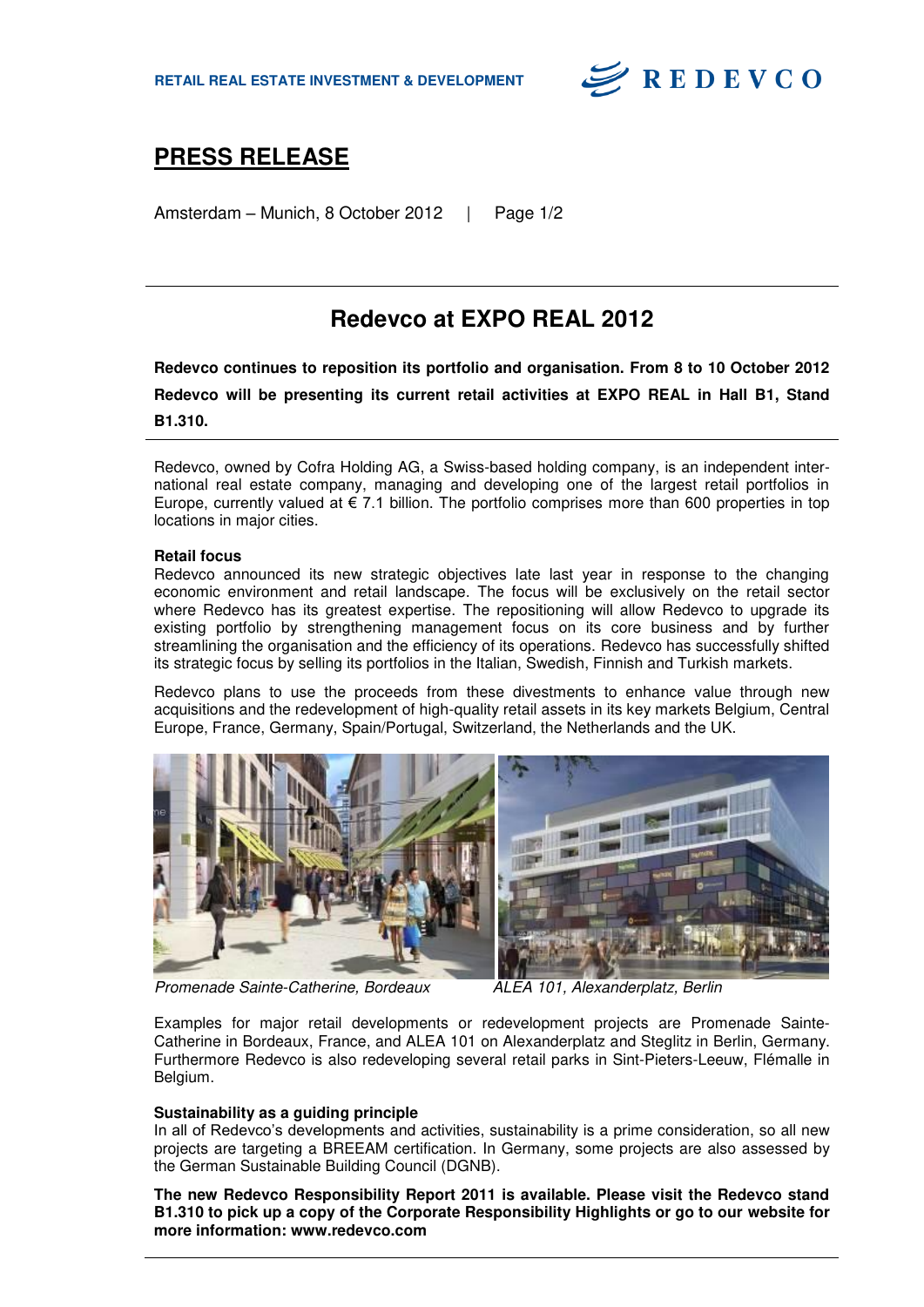RETAIL REAL ESTATE INVESTMENT & DEVELOPMENT

REDEVCO

# PRESS RELEASE

Amsterdam – Munich, 8 October 2012

## Redevco at EXPO REAL 2012

**Redevco continues to reposition its portfolio and organisation. From 8 to 10 October 2012 Redevco will be presenting its current retail activities at EXPO REAL in Hall B1, Stand B1.310.**

Redevco, owned by Cofra Holding AG, a Swiss-based holding company, is an independent international real estate company, managing and developing one of the largest retail portfolios in Europe, currently valued at € 7.1 billion. The portfolio comprises more than 600 properties in top locations in major cities.

### Retail focus

Redevco announced its new strategic objectives late last year in response to the changing economic environment and retail landscape. The focus will be exclusively on the retail sector where Redevco has its greatest expertise. The repositioning will allow Redevco to upgrade its existing portfolio by strengthening management focus on its core business and by further streamlining the organisation and the efficiency of its operations. Redevco has successfully shifted its strategic focus by selling its portfolios in the Italian, Swedish, Finnish and Turkish markets.

Redevco plans to use the proceeds from these divestments to enhance value through new acquisitions and the redevelopment of high-quality retail assets in its key markets Belgium, Central Europe, France, Germany, Spain/Portugal, Switzerland, the Netherlands and the UK.

*Promenade Sainte-Catherine, Bordeaux*

*ALEA 101, Alexanderplatz, Berlin*

Examples for major retail developments or redevelopment projects are Promenade Sainte-Catherine in Bordeaux, France, and ALEA 101 on Alexanderplatz and Steglitz in Berlin, Germany. Furthermore Redevco is also redeveloping several retail parks in Sint-Pieters-Leeuw, Flémalle in Belgium.

### Sustainability as a guiding principle

In all of Redevco's developments and activities, sustainability is a prime consideration, so all new projects are targeting a BREEAM certification. In Germany, some projects are also assessed by the German Sustainable Building Council (DGNB).

**The new Redevco Responsibility Report 2011 is available. Please visit the Redevco stand B1.310 to pick up a copy of the Corporate Responsibility Highlights or go to our website for more information: www.redevco.com**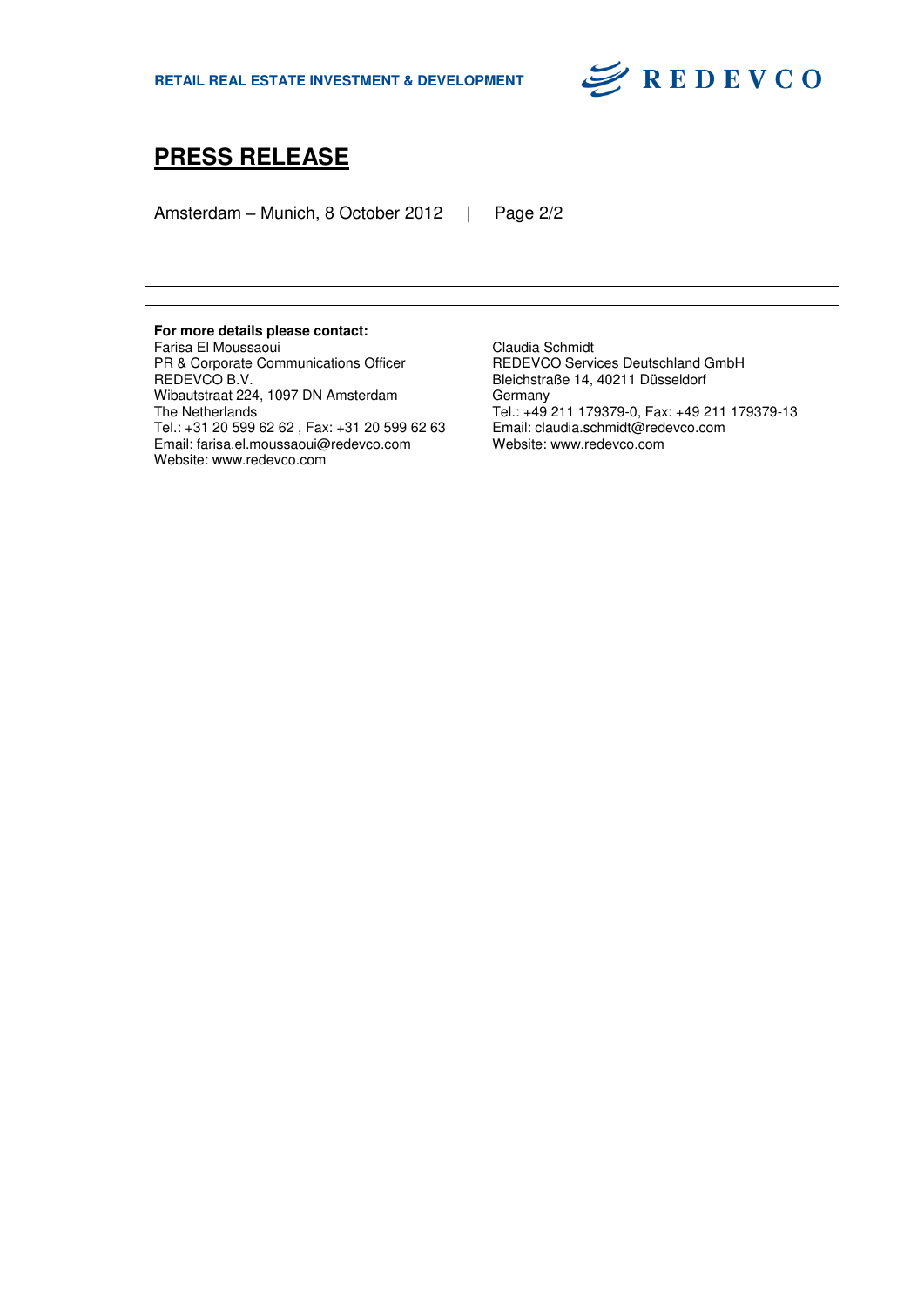**For more details please contact:**

Farisa El Moussaoui
PR & Corporate Communications Officer
REDEVCO B.V.
Wibautstraat 224, 1097 DN Amsterdam
The Netherlands
Tel.: +31 20 599 62 62 , Fax: +31 20 599 62 63
Email: farisa.el.moussaoui@redevco.com
Website: www.redevco.com

Claudia Schmidt
REDEVCO Services Deutschland GmbH
Bleichstraße 14, 40211 Düsseldorf
Germany
Tel.: +49 211 179379-0, Fax: +49 211 179379-13
Email: claudia.schmidt@redevco.com
Website: www.redevco.com